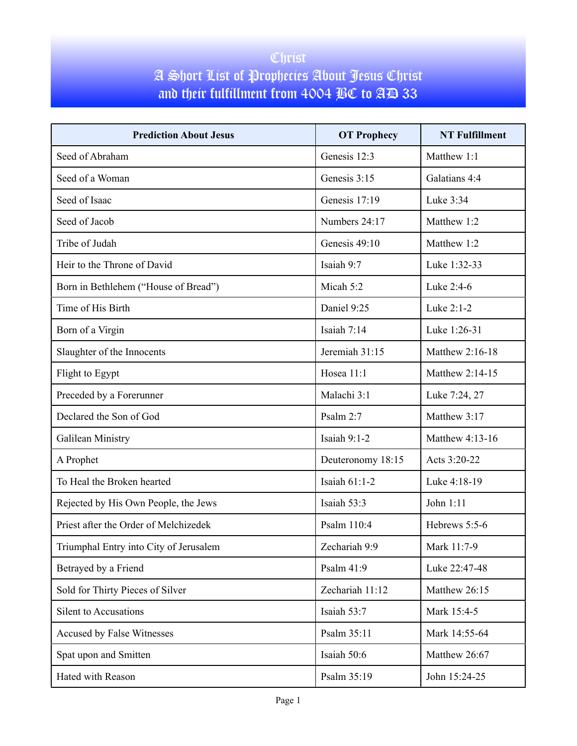# Christ
# A Short List of Prophecies About Jesus Christ and their fulfillment from 4004 BC to AD 33

| Prediction About Jesus | OT Prophecy | NT Fulfillment |
|---|---|---|
| Seed of Abraham | Genesis 12:3 | Matthew 1:1 |
| Seed of a Woman | Genesis 3:15 | Galatians 4:4 |
| Seed of Isaac | Genesis 17:19 | Luke 3:34 |
| Seed of Jacob | Numbers 24:17 | Matthew 1:2 |
| Tribe of Judah | Genesis 49:10 | Matthew 1:2 |
| Heir to the Throne of David | Isaiah 9:7 | Luke 1:32-33 |
| Born in Bethlehem ("House of Bread") | Micah 5:2 | Luke 2:4-6 |
| Time of His Birth | Daniel 9:25 | Luke 2:1-2 |
| Born of a Virgin | Isaiah 7:14 | Luke 1:26-31 |
| Slaughter of the Innocents | Jeremiah 31:15 | Matthew 2:16-18 |
| Flight to Egypt | Hosea 11:1 | Matthew 2:14-15 |
| Preceded by a Forerunner | Malachi 3:1 | Luke 7:24, 27 |
| Declared the Son of God | Psalm 2:7 | Matthew 3:17 |
| Galilean Ministry | Isaiah 9:1-2 | Matthew 4:13-16 |
| A Prophet | Deuteronomy 18:15 | Acts 3:20-22 |
| To Heal the Broken hearted | Isaiah 61:1-2 | Luke 4:18-19 |
| Rejected by His Own People, the Jews | Isaiah 53:3 | John 1:11 |
| Priest after the Order of Melchizedek | Psalm 110:4 | Hebrews 5:5-6 |
| Triumphal Entry into City of Jerusalem | Zechariah 9:9 | Mark 11:7-9 |
| Betrayed by a Friend | Psalm 41:9 | Luke 22:47-48 |
| Sold for Thirty Pieces of Silver | Zechariah 11:12 | Matthew 26:15 |
| Silent to Accusations | Isaiah 53:7 | Mark 15:4-5 |
| Accused by False Witnesses | Psalm 35:11 | Mark 14:55-64 |
| Spat upon and Smitten | Isaiah 50:6 | Matthew 26:67 |
| Hated with Reason | Psalm 35:19 | John 15:24-25 |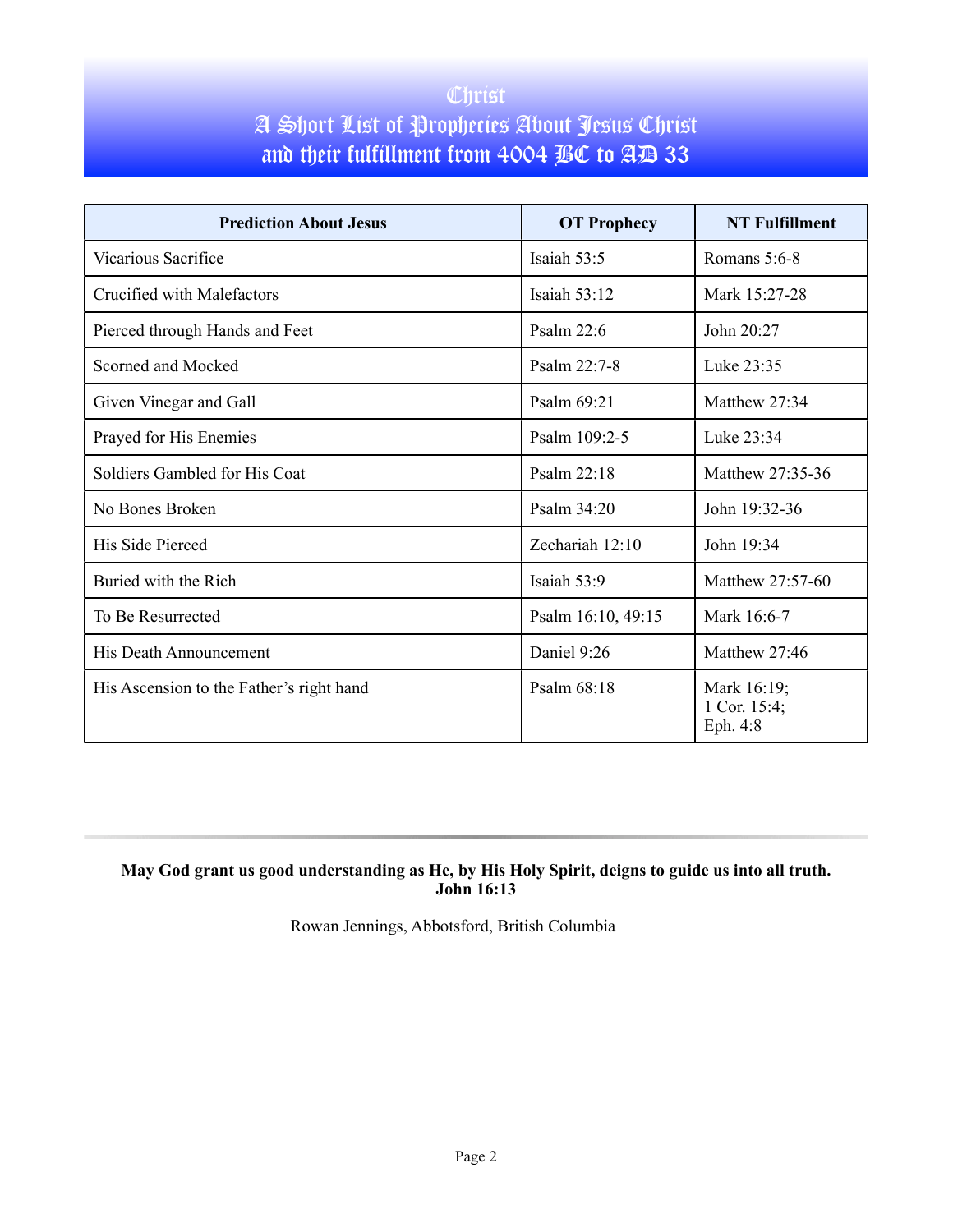# Christ

## A Short List of Prophecies About Jesus Christ and their fulfillment from 4004 BC to AD 33

| Prediction About Jesus | OT Prophecy | NT Fulfillment |
|---|---|---|
| Vicarious Sacrifice | Isaiah 53:5 | Romans 5:6-8 |
| Crucified with Malefactors | Isaiah 53:12 | Mark 15:27-28 |
| Pierced through Hands and Feet | Psalm 22:6 | John 20:27 |
| Scorned and Mocked | Psalm 22:7-8 | Luke 23:35 |
| Given Vinegar and Gall | Psalm 69:21 | Matthew 27:34 |
| Prayed for His Enemies | Psalm 109:2-5 | Luke 23:34 |
| Soldiers Gambled for His Coat | Psalm 22:18 | Matthew 27:35-36 |
| No Bones Broken | Psalm 34:20 | John 19:32-36 |
| His Side Pierced | Zechariah 12:10 | John 19:34 |
| Buried with the Rich | Isaiah 53:9 | Matthew 27:57-60 |
| To Be Resurrected | Psalm 16:10, 49:15 | Mark 16:6-7 |
| His Death Announcement | Daniel 9:26 | Matthew 27:46 |
| His Ascension to the Father's right hand | Psalm 68:18 | Mark 16:19; 1 Cor. 15:4; Eph. 4:8 |

---

**May God grant us good understanding as He, by His Holy Spirit, deigns to guide us into all truth. John 16:13**

Rowan Jennings, Abbotsford, British Columbia